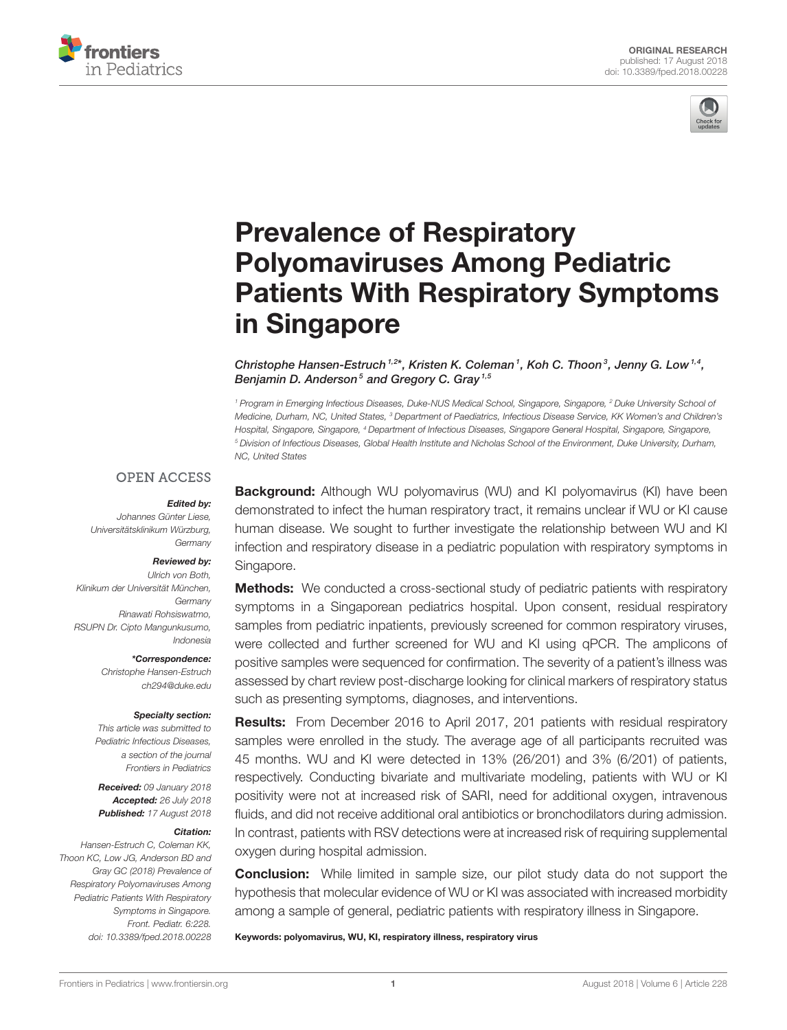ORIGINAL RESEARCH
published: 17 August 2018
doi: 10.3389/fped.2018.00228

# Prevalence of Respiratory Polyomaviruses Among Pediatric Patients With Respiratory Symptoms in Singapore

*Christophe Hansen-Estruch[1,2]*, Kristen K. Coleman[1], Koh C. Thoon[3], Jenny G. Low[1,4], Benjamin D. Anderson[5] and Gregory C. Gray[1,5]*

[1] Program in Emerging Infectious Diseases, Duke-NUS Medical School, Singapore, Singapore, [2] Duke University School of Medicine, Durham, NC, United States, [3] Department of Paediatrics, Infectious Disease Service, KK Women's and Children's Hospital, Singapore, Singapore, [4] Department of Infectious Diseases, Singapore General Hospital, Singapore, Singapore, [5] Division of Infectious Diseases, Global Health Institute and Nicholas School of the Environment, Duke University, Durham, NC, United States

OPEN ACCESS

***Edited by:***
*Johannes Günter Liese, Universitätsklinikum Würzburg, Germany*

***Reviewed by:***
*Ulrich von Both, Klinikum der Universität München, Germany*
*Rinawati Rohsiswatmo, RSUPN Dr. Cipto Mangunkusumo, Indonesia*

***\*Correspondence:***
*Christophe Hansen-Estruch*
*ch294@duke.edu*

***Specialty section:***
*This article was submitted to Pediatric Infectious Diseases, a section of the journal Frontiers in Pediatrics*

***Received:*** *09 January 2018*
***Accepted:*** *26 July 2018*
***Published:*** *17 August 2018*

***Citation:***
*Hansen-Estruch C, Coleman KK, Thoon KC, Low JG, Anderson BD and Gray GC (2018) Prevalence of Respiratory Polyomaviruses Among Pediatric Patients With Respiratory Symptoms in Singapore. Front. Pediatr. 6:228. doi: 10.3389/fped.2018.00228*

**Background:** Although WU polyomavirus (WU) and KI polyomavirus (KI) have been demonstrated to infect the human respiratory tract, it remains unclear if WU or KI cause human disease. We sought to further investigate the relationship between WU and KI infection and respiratory disease in a pediatric population with respiratory symptoms in Singapore.

**Methods:** We conducted a cross-sectional study of pediatric patients with respiratory symptoms in a Singaporean pediatrics hospital. Upon consent, residual respiratory samples from pediatric inpatients, previously screened for common respiratory viruses, were collected and further screened for WU and KI using qPCR. The amplicons of positive samples were sequenced for confirmation. The severity of a patient's illness was assessed by chart review post-discharge looking for clinical markers of respiratory status such as presenting symptoms, diagnoses, and interventions.

**Results:** From December 2016 to April 2017, 201 patients with residual respiratory samples were enrolled in the study. The average age of all participants recruited was 45 months. WU and KI were detected in 13% (26/201) and 3% (6/201) of patients, respectively. Conducting bivariate and multivariate modeling, patients with WU or KI positivity were not at increased risk of SARI, need for additional oxygen, intravenous fluids, and did not receive additional oral antibiotics or bronchodilators during admission. In contrast, patients with RSV detections were at increased risk of requiring supplemental oxygen during hospital admission.

**Conclusion:** While limited in sample size, our pilot study data do not support the hypothesis that molecular evidence of WU or KI was associated with increased morbidity among a sample of general, pediatric patients with respiratory illness in Singapore.

**Keywords: polyomavirus, WU, KI, respiratory illness, respiratory virus**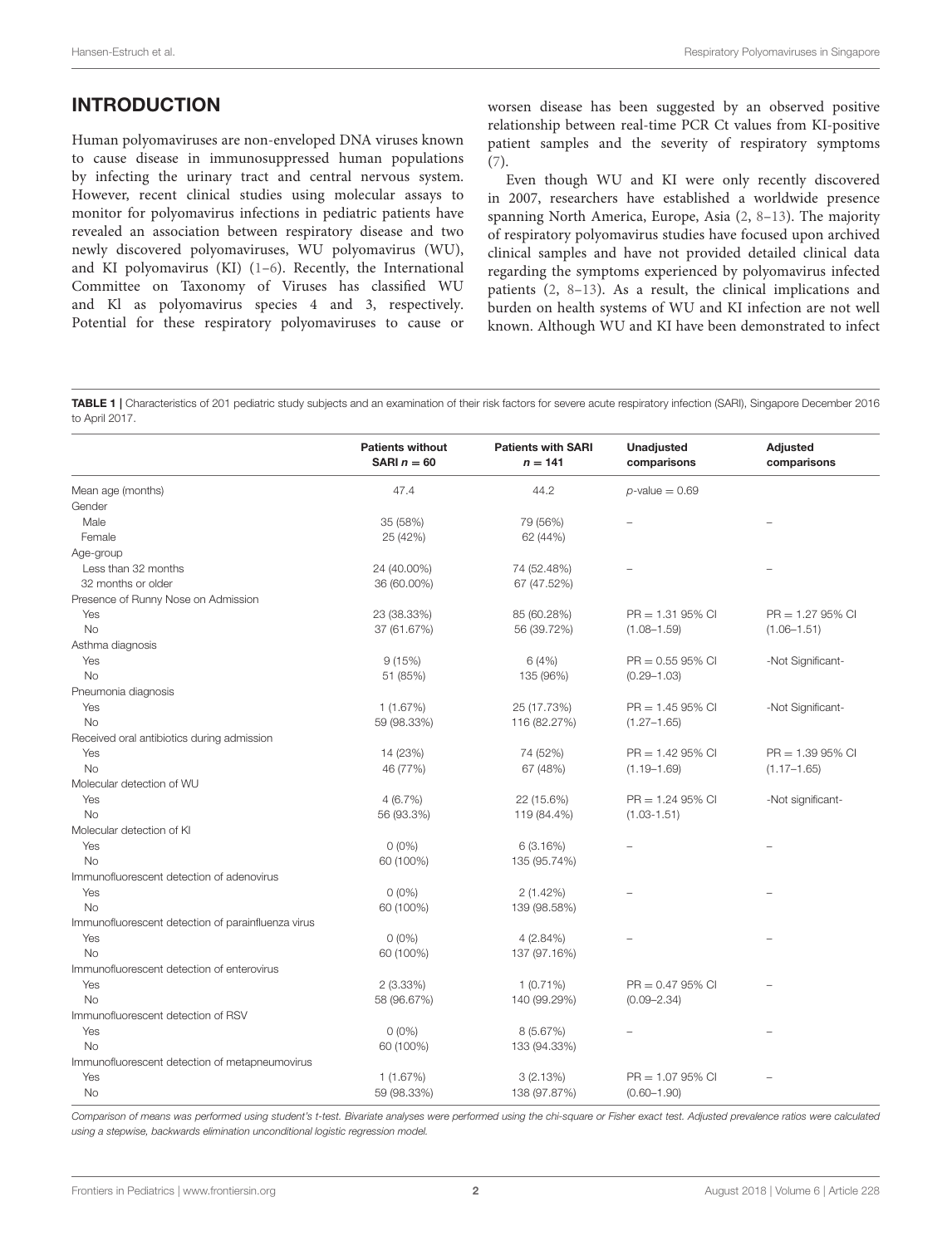## INTRODUCTION

Human polyomaviruses are non-enveloped DNA viruses known to cause disease in immunosuppressed human populations by infecting the urinary tract and central nervous system. However, recent clinical studies using molecular assays to monitor for polyomavirus infections in pediatric patients have revealed an association between respiratory disease and two newly discovered polyomaviruses, WU polyomavirus (WU), and KI polyomavirus (KI) (1–6). Recently, the International Committee on Taxonomy of Viruses has classified WU and Kl as polyomavirus species 4 and 3, respectively. Potential for these respiratory polyomaviruses to cause or worsen disease has been suggested by an observed positive relationship between real-time PCR Ct values from KI-positive patient samples and the severity of respiratory symptoms (7).

Even though WU and KI were only recently discovered in 2007, researchers have established a worldwide presence spanning North America, Europe, Asia (2, 8–13). The majority of respiratory polyomavirus studies have focused upon archived clinical samples and have not provided detailed clinical data regarding the symptoms experienced by polyomavirus infected patients (2, 8–13). As a result, the clinical implications and burden on health systems of WU and KI infection are not well known. Although WU and KI have been demonstrated to infect

**TABLE 1 |** Characteristics of 201 pediatric study subjects and an examination of their risk factors for severe acute respiratory infection (SARI), Singapore December 2016 to April 2017.

| | Patients without SARI $n = 60$ | Patients with SARI $n = 141$ | Unadjusted comparisons | Adjusted comparisons |
|---|---|---|---|---|
| Mean age (months) | 47.4 | 44.2 | $p$-value = 0.69 | |
| Gender | | | | |
| Male | 35 (58%) | 79 (56%) | – | – |
| Female | 25 (42%) | 62 (44%) | | |
| Age-group | | | | |
| Less than 32 months | 24 (40.00%) | 74 (52.48%) | – | – |
| 32 months or older | 36 (60.00%) | 67 (47.52%) | | |
| Presence of Runny Nose on Admission | | | | |
| Yes | 23 (38.33%) | 85 (60.28%) | PR = 1.31 95% CI | PR = 1.27 95% CI |
| No | 37 (61.67%) | 56 (39.72%) | (1.08–1.59) | (1.06–1.51) |
| Asthma diagnosis | | | | |
| Yes | 9 (15%) | 6 (4%) | PR = 0.55 95% CI | -Not Significant- |
| No | 51 (85%) | 135 (96%) | (0.29–1.03) | |
| Pneumonia diagnosis | | | | |
| Yes | 1 (1.67%) | 25 (17.73%) | PR = 1.45 95% CI | -Not Significant- |
| No | 59 (98.33%) | 116 (82.27%) | (1.27–1.65) | |
| Received oral antibiotics during admission | | | | |
| Yes | 14 (23%) | 74 (52%) | PR = 1.42 95% CI | PR = 1.39 95% CI |
| No | 46 (77%) | 67 (48%) | (1.19–1.69) | (1.17–1.65) |
| Molecular detection of WU | | | | |
| Yes | 4 (6.7%) | 22 (15.6%) | PR = 1.24 95% CI | -Not significant- |
| No | 56 (93.3%) | 119 (84.4%) | (1.03-1.51) | |
| Molecular detection of KI | | | | |
| Yes | 0 (0%) | 6 (3.16%) | – | – |
| No | 60 (100%) | 135 (95.74%) | | |
| Immunofluorescent detection of adenovirus | | | | |
| Yes | 0 (0%) | 2 (1.42%) | – | – |
| No | 60 (100%) | 139 (98.58%) | | |
| Immunofluorescent detection of parainfluenza virus | | | | |
| Yes | 0 (0%) | 4 (2.84%) | – | – |
| No | 60 (100%) | 137 (97.16%) | | |
| Immunofluorescent detection of enterovirus | | | | |
| Yes | 2 (3.33%) | 1 (0.71%) | PR = 0.47 95% CI | – |
| No | 58 (96.67%) | 140 (99.29%) | (0.09–2.34) | |
| Immunofluorescent detection of RSV | | | | |
| Yes | 0 (0%) | 8 (5.67%) | – | – |
| No | 60 (100%) | 133 (94.33%) | | |
| Immunofluorescent detection of metapneumovirus | | | | |
| Yes | 1 (1.67%) | 3 (2.13%) | PR = 1.07 95% CI | – |
| No | 59 (98.33%) | 138 (97.87%) | (0.60–1.90) | |

*Comparison of means was performed using student's t-test. Bivariate analyses were performed using the chi-square or Fisher exact test. Adjusted prevalence ratios were calculated using a stepwise, backwards elimination unconditional logistic regression model.*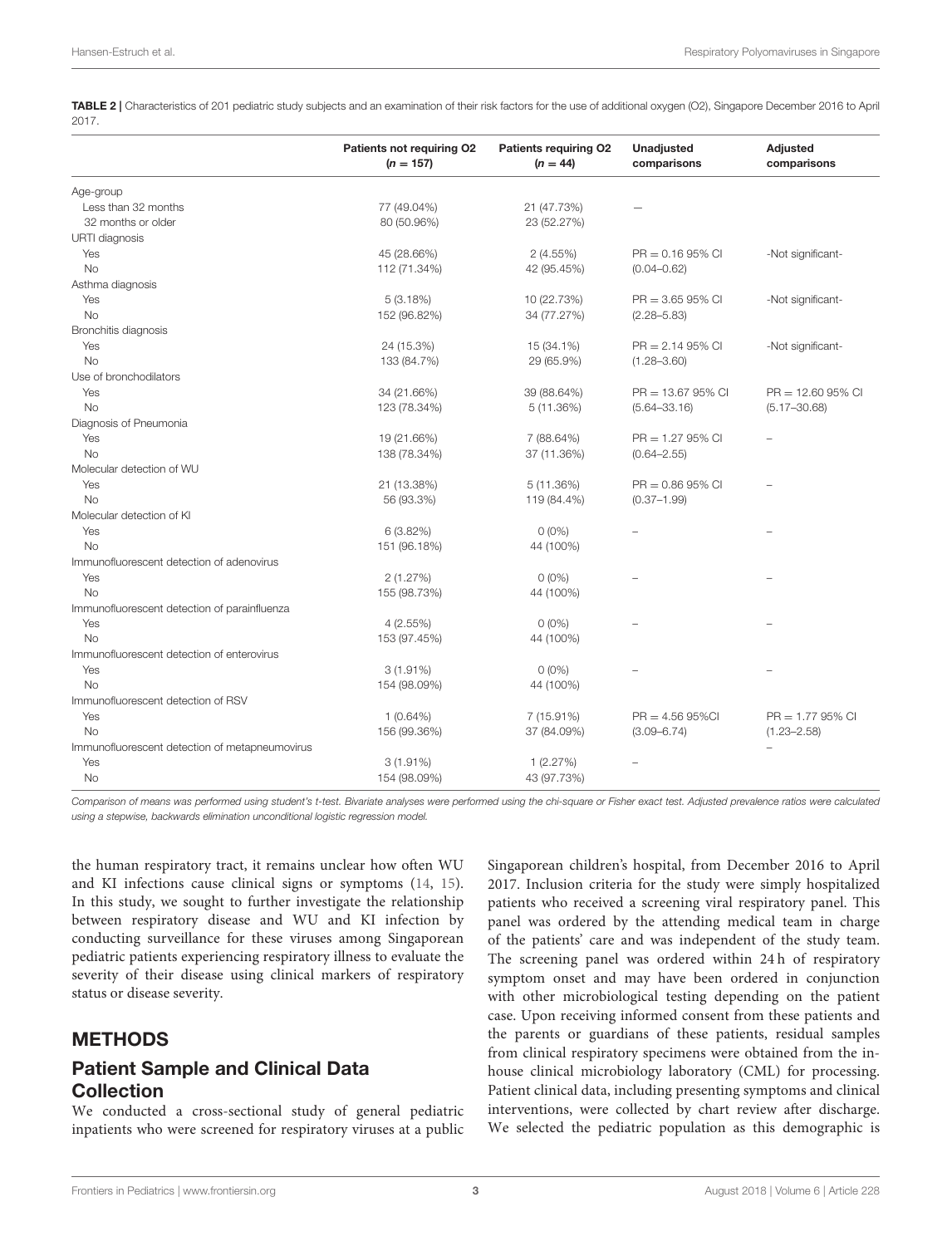**TABLE 2 |** Characteristics of 201 pediatric study subjects and an examination of their risk factors for the use of additional oxygen (O2), Singapore December 2016 to April 2017.

| | Patients not requiring O2 ($n = 157$) | Patients requiring O2 ($n = 44$) | Unadjusted comparisons | Adjusted comparisons |
|---|---|---|---|---|
| Age-group | | | | |
| Less than 32 months | 77 (49.04%) | 21 (47.73%) | — | |
| 32 months or older | 80 (50.96%) | 23 (52.27%) | | |
| URTI diagnosis | | | | |
| Yes | 45 (28.66%) | 2 (4.55%) | PR = 0.16 95% CI | -Not significant- |
| No | 112 (71.34%) | 42 (95.45%) | (0.04–0.62) | |
| Asthma diagnosis | | | | |
| Yes | 5 (3.18%) | 10 (22.73%) | PR = 3.65 95% CI | -Not significant- |
| No | 152 (96.82%) | 34 (77.27%) | (2.28–5.83) | |
| Bronchitis diagnosis | | | | |
| Yes | 24 (15.3%) | 15 (34.1%) | PR = 2.14 95% CI | -Not significant- |
| No | 133 (84.7%) | 29 (65.9%) | (1.28–3.60) | |
| Use of bronchodilators | | | | |
| Yes | 34 (21.66%) | 39 (88.64%) | PR = 13.67 95% CI | PR = 12.60 95% CI |
| No | 123 (78.34%) | 5 (11.36%) | (5.64–33.16) | (5.17–30.68) |
| Diagnosis of Pneumonia | | | | |
| Yes | 19 (21.66%) | 7 (88.64%) | PR = 1.27 95% CI | – |
| No | 138 (78.34%) | 37 (11.36%) | (0.64–2.55) | |
| Molecular detection of WU | | | | |
| Yes | 21 (13.38%) | 5 (11.36%) | PR = 0.86 95% CI | – |
| No | 56 (93.3%) | 119 (84.4%) | (0.37–1.99) | |
| Molecular detection of KI | | | | |
| Yes | 6 (3.82%) | 0 (0%) | – | – |
| No | 151 (96.18%) | 44 (100%) | | |
| Immunofluorescent detection of adenovirus | | | | |
| Yes | 2 (1.27%) | 0 (0%) | – | – |
| No | 155 (98.73%) | 44 (100%) | | |
| Immunofluorescent detection of parainfluenza | | | | |
| Yes | 4 (2.55%) | 0 (0%) | – | – |
| No | 153 (97.45%) | 44 (100%) | | |
| Immunofluorescent detection of enterovirus | | | | |
| Yes | 3 (1.91%) | 0 (0%) | – | – |
| No | 154 (98.09%) | 44 (100%) | | |
| Immunofluorescent detection of RSV | | | | |
| Yes | 1 (0.64%) | 7 (15.91%) | PR = 4.56 95%CI | PR = 1.77 95% CI |
| No | 156 (99.36%) | 37 (84.09%) | (3.09–6.74) | (1.23–2.58) |
| Immunofluorescent detection of metapneumovirus | | | | – |
| Yes | 3 (1.91%) | 1 (2.27%) | – | |
| No | 154 (98.09%) | 43 (97.73%) | | |

*Comparison of means was performed using student's t-test. Bivariate analyses were performed using the chi-square or Fisher exact test. Adjusted prevalence ratios were calculated using a stepwise, backwards elimination unconditional logistic regression model.*

the human respiratory tract, it remains unclear how often WU and KI infections cause clinical signs or symptoms (14, 15). In this study, we sought to further investigate the relationship between respiratory disease and WU and KI infection by conducting surveillance for these viruses among Singaporean pediatric patients experiencing respiratory illness to evaluate the severity of their disease using clinical markers of respiratory status or disease severity.

## METHODS

### Patient Sample and Clinical Data Collection

We conducted a cross-sectional study of general pediatric inpatients who were screened for respiratory viruses at a public Singaporean children's hospital, from December 2016 to April 2017. Inclusion criteria for the study were simply hospitalized patients who received a screening viral respiratory panel. This panel was ordered by the attending medical team in charge of the patients' care and was independent of the study team. The screening panel was ordered within 24 h of respiratory symptom onset and may have been ordered in conjunction with other microbiological testing depending on the patient case. Upon receiving informed consent from these patients and the parents or guardians of these patients, residual samples from clinical respiratory specimens were obtained from the in-house clinical microbiology laboratory (CML) for processing. Patient clinical data, including presenting symptoms and clinical interventions, were collected by chart review after discharge. We selected the pediatric population as this demographic is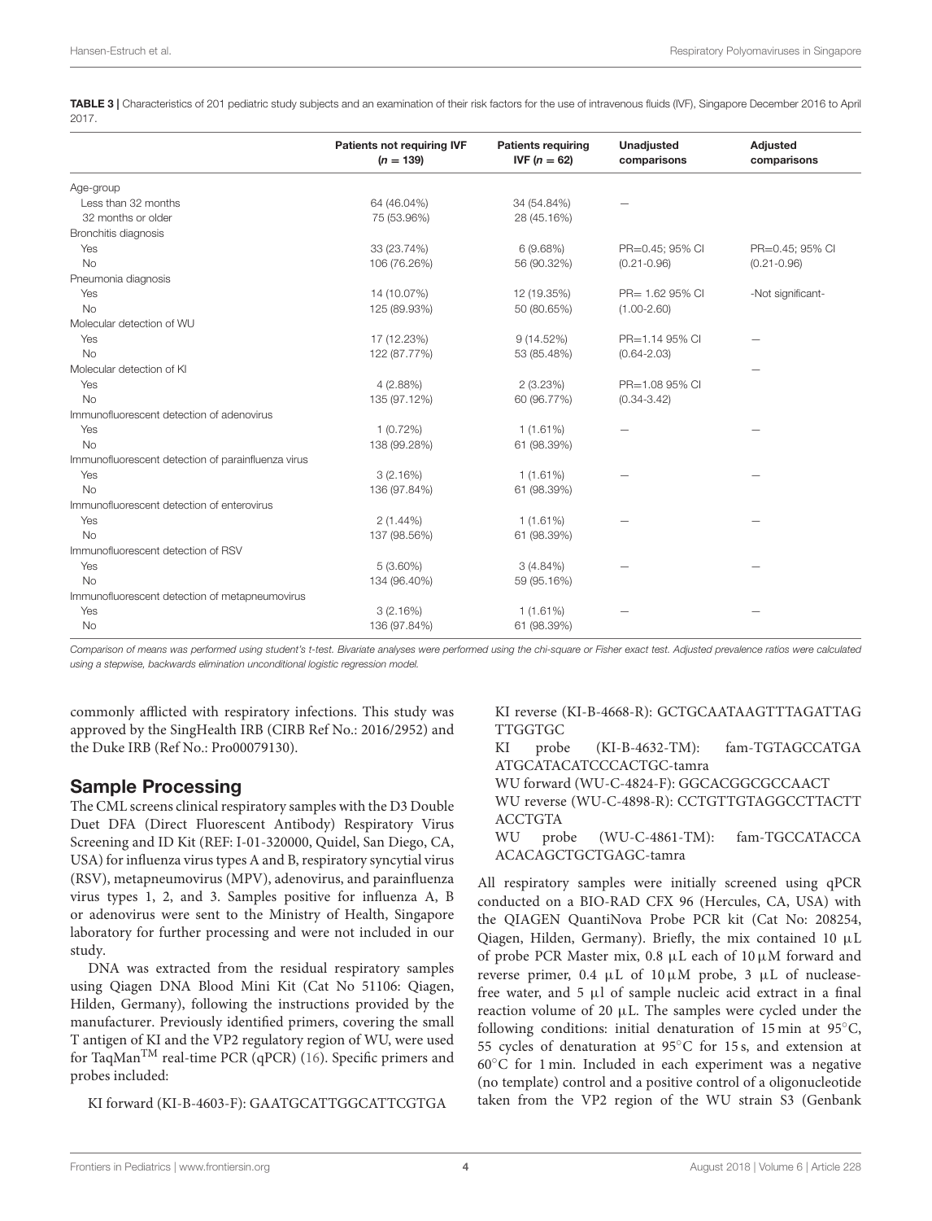**TABLE 3 |** Characteristics of 201 pediatric study subjects and an examination of their risk factors for the use of intravenous fluids (IVF), Singapore December 2016 to April 2017.

| | Patients not requiring IVF ($n = 139$) | Patients requiring IVF ($n = 62$) | Unadjusted comparisons | Adjusted comparisons |
|---|---|---|---|---|
| Age-group | | | | |
| Less than 32 months | 64 (46.04%) | 34 (54.84%) | — | |
| 32 months or older | 75 (53.96%) | 28 (45.16%) | | |
| Bronchitis diagnosis | | | | |
| Yes | 33 (23.74%) | 6 (9.68%) | PR=0.45; 95% CI | PR=0.45; 95% CI |
| No | 106 (76.26%) | 56 (90.32%) | (0.21-0.96) | (0.21-0.96) |
| Pneumonia diagnosis | | | | |
| Yes | 14 (10.07%) | 12 (19.35%) | PR= 1.62 95% CI | -Not significant- |
| No | 125 (89.93%) | 50 (80.65%) | (1.00-2.60) | |
| Molecular detection of WU | | | | |
| Yes | 17 (12.23%) | 9 (14.52%) | PR=1.14 95% CI | — |
| No | 122 (87.77%) | 53 (85.48%) | (0.64-2.03) | |
| Molecular detection of KI | | | | — |
| Yes | 4 (2.88%) | 2 (3.23%) | PR=1.08 95% CI | |
| No | 135 (97.12%) | 60 (96.77%) | (0.34-3.42) | |
| Immunofluorescent detection of adenovirus | | | | |
| Yes | 1 (0.72%) | 1 (1.61%) | — | — |
| No | 138 (99.28%) | 61 (98.39%) | | |
| Immunofluorescent detection of parainfluenza virus | | | | |
| Yes | 3 (2.16%) | 1 (1.61%) | — | — |
| No | 136 (97.84%) | 61 (98.39%) | | |
| Immunofluorescent detection of enterovirus | | | | |
| Yes | 2 (1.44%) | 1 (1.61%) | — | — |
| No | 137 (98.56%) | 61 (98.39%) | | |
| Immunofluorescent detection of RSV | | | | |
| Yes | 5 (3.60%) | 3 (4.84%) | — | — |
| No | 134 (96.40%) | 59 (95.16%) | | |
| Immunofluorescent detection of metapneumovirus | | | | |
| Yes | 3 (2.16%) | 1 (1.61%) | — | — |
| No | 136 (97.84%) | 61 (98.39%) | | |

*Comparison of means was performed using student's t-test. Bivariate analyses were performed using the chi-square or Fisher exact test. Adjusted prevalence ratios were calculated using a stepwise, backwards elimination unconditional logistic regression model.*

commonly afflicted with respiratory infections. This study was approved by the SingHealth IRB (CIRB Ref No.: 2016/2952) and the Duke IRB (Ref No.: Pro00079130).

## Sample Processing

The CML screens clinical respiratory samples with the D3 Double Duet DFA (Direct Fluorescent Antibody) Respiratory Virus Screening and ID Kit (REF: I-01-320000, Quidel, San Diego, CA, USA) for influenza virus types A and B, respiratory syncytial virus (RSV), metapneumovirus (MPV), adenovirus, and parainfluenza virus types 1, 2, and 3. Samples positive for influenza A, B or adenovirus were sent to the Ministry of Health, Singapore laboratory for further processing and were not included in our study.

DNA was extracted from the residual respiratory samples using Qiagen DNA Blood Mini Kit (Cat No 51106: Qiagen, Hilden, Germany), following the instructions provided by the manufacturer. Previously identified primers, covering the small T antigen of KI and the VP2 regulatory region of WU, were used for TaqMan™ real-time PCR (qPCR) (16). Specific primers and probes included:

KI forward (KI-B-4603-F): GAATGCATTGGCATTCGTGA

KI reverse (KI-B-4668-R): GCTGCAATAAGTTTAGATTAG TTGGTGC

KI probe (KI-B-4632-TM): fam-TGTAGCCATGA ATGCATACATCCCACTGC-tamra

WU forward (WU-C-4824-F): GGCACGGCGCCAACT

WU reverse (WU-C-4898-R): CCTGTTGTAGGCCTTACTT ACCTGTA

WU probe (WU-C-4861-TM): fam-TGCCATACCA ACACAGCTGCTGAGC-tamra

All respiratory samples were initially screened using qPCR conducted on a BIO-RAD CFX 96 (Hercules, CA, USA) with the QIAGEN QuantiNova Probe PCR kit (Cat No: 208254, Qiagen, Hilden, Germany). Briefly, the mix contained 10 μL of probe PCR Master mix, 0.8 μL each of 10 μM forward and reverse primer, 0.4 μL of 10 μM probe, 3 μL of nuclease-free water, and 5 μl of sample nucleic acid extract in a final reaction volume of 20 μL. The samples were cycled under the following conditions: initial denaturation of 15 min at 95°C, 55 cycles of denaturation at 95°C for 15 s, and extension at 60°C for 1 min. Included in each experiment was a negative (no template) control and a positive control of a oligonucleotide taken from the VP2 region of the WU strain S3 (Genbank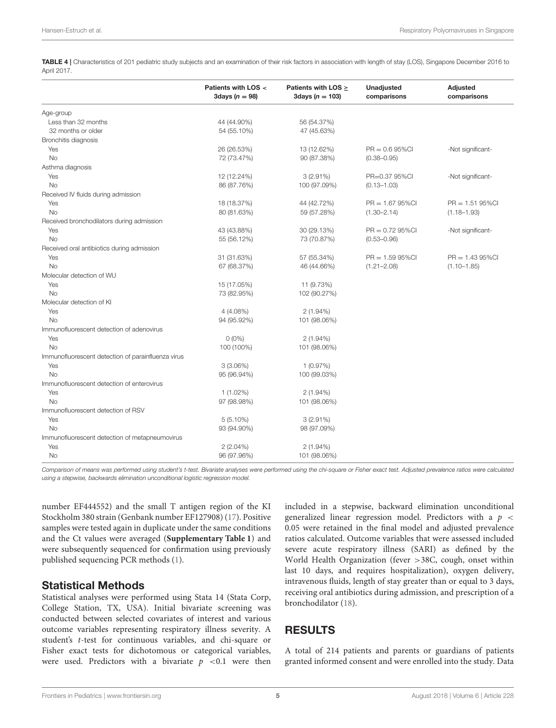**TABLE 4 |** Characteristics of 201 pediatric study subjects and an examination of their risk factors in association with length of stay (LOS), Singapore December 2016 to April 2017.

| | Patients with LOS < 3days ($n = 98$) | Patients with LOS ≥ 3days ($n = 103$) | Unadjusted comparisons | Adjusted comparisons |
|---|---|---|---|---|
| Age-group | | | | |
| Less than 32 months | 44 (44.90%) | 56 (54.37%) | | |
| 32 months or older | 54 (55.10%) | 47 (45.63%) | | |
| Bronchitis diagnosis | | | | |
| Yes | 26 (26.53%) | 13 (12.62%) | PR = 0.6 95%CI | -Not significant- |
| No | 72 (73.47%) | 90 (87.38%) | (0.38–0.95) | |
| Asthma diagnosis | | | | |
| Yes | 12 (12.24%) | 3 (2.91%) | PR=0.37 95%CI | -Not significant- |
| No | 86 (87.76%) | 100 (97.09%) | (0.13–1.03) | |
| Received IV fluids during admission | | | | |
| Yes | 18 (18.37%) | 44 (42.72%) | PR = 1.67 95%CI | PR = 1.51 95%CI |
| No | 80 (81.63%) | 59 (57.28%) | (1.30–2.14) | (1.18–1.93) |
| Received bronchodilators during admission | | | | |
| Yes | 43 (43.88%) | 30 (29.13%) | PR = 0.72 95%CI | -Not significant- |
| No | 55 (56.12%) | 73 (70.87%) | (0.53–0.96) | |
| Received oral antibiotics during admission | | | | |
| Yes | 31 (31.63%) | 57 (55.34%) | PR = 1.59 95%CI | PR = 1.43 95%CI |
| No | 67 (68.37%) | 46 (44.66%) | (1.21–2.08) | (1.10–1.85) |
| Molecular detection of WU | | | | |
| Yes | 15 (17.05%) | 11 (9.73%) | | |
| No | 73 (82.95%) | 102 (90.27%) | | |
| Molecular detection of KI | | | | |
| Yes | 4 (4.08%) | 2 (1.94%) | | |
| No | 94 (95.92%) | 101 (98.06%) | | |
| Immunofluorescent detection of adenovirus | | | | |
| Yes | 0 (0%) | 2 (1.94%) | | |
| No | 100 (100%) | 101 (98.06%) | | |
| Immunofluorescent detection of parainfluenza virus | | | | |
| Yes | 3 (3.06%) | 1 (0.97%) | | |
| No | 95 (96.94%) | 100 (99.03%) | | |
| Immunofluorescent detection of enterovirus | | | | |
| Yes | 1 (1.02%) | 2 (1.94%) | | |
| No | 97 (98.98%) | 101 (98.06%) | | |
| Immunofluorescent detection of RSV | | | | |
| Yes | 5 (5.10%) | 3 (2.91%) | | |
| No | 93 (94.90%) | 98 (97.09%) | | |
| Immunofluorescent detection of metapneumovirus | | | | |
| Yes | 2 (2.04%) | 2 (1.94%) | | |
| No | 96 (97.96%) | 101 (98.06%) | | |

*Comparison of means was performed using student's t-test. Bivariate analyses were performed using the chi-square or Fisher exact test. Adjusted prevalence ratios were calculated using a stepwise, backwards elimination unconditional logistic regression model.*

number EF444552) and the small T antigen region of the KI Stockholm 380 strain (Genbank number EF127908) (17). Positive samples were tested again in duplicate under the same conditions and the Ct values were averaged (**Supplementary Table 1**) and were subsequently sequenced for confirmation using previously published sequencing PCR methods (1).

## Statistical Methods

Statistical analyses were performed using Stata 14 (Stata Corp, College Station, TX, USA). Initial bivariate screening was conducted between selected covariates of interest and various outcome variables representing respiratory illness severity. A student's *t*-test for continuous variables, and chi-square or Fisher exact tests for dichotomous or categorical variables, were used. Predictors with a bivariate $p < 0.1$ were then included in a stepwise, backward elimination unconditional generalized linear regression model. Predictors with a $p < 0.05$ were retained in the final model and adjusted prevalence ratios calculated. Outcome variables that were assessed included severe acute respiratory illness (SARI) as defined by the World Health Organization (fever >38C, cough, onset within last 10 days, and requires hospitalization), oxygen delivery, intravenous fluids, length of stay greater than or equal to 3 days, receiving oral antibiotics during admission, and prescription of a bronchodilator (18).

# RESULTS

A total of 214 patients and parents or guardians of patients granted informed consent and were enrolled into the study. Data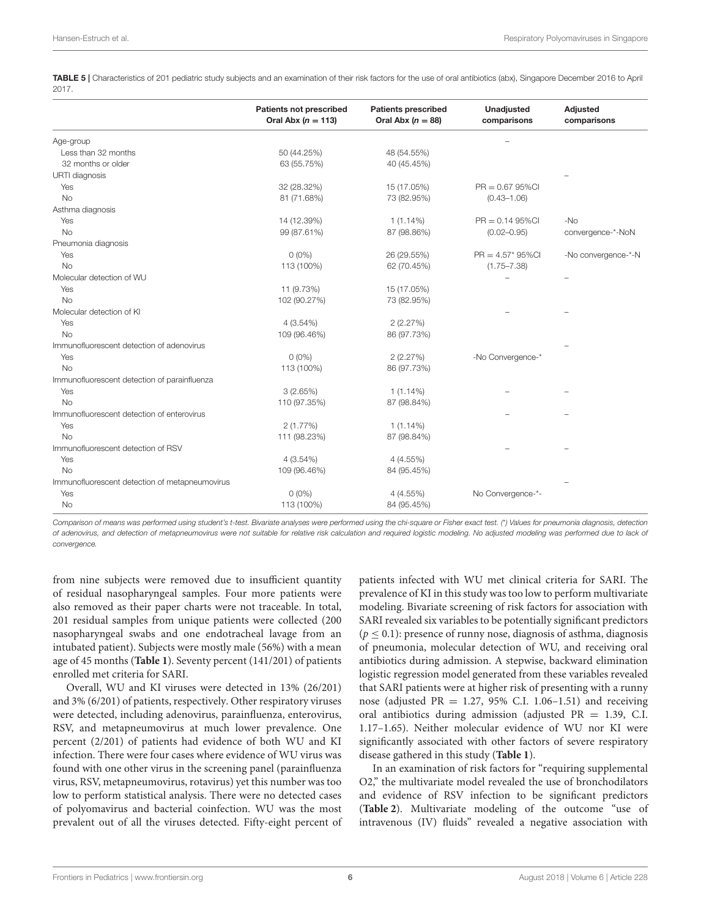**TABLE 5 |** Characteristics of 201 pediatric study subjects and an examination of their risk factors for the use of oral antibiotics (abx), Singapore December 2016 to April 2017.

| | Patients not prescribed Oral Abx ($n = 113$) | Patients prescribed Oral Abx ($n = 88$) | Unadjusted comparisons | Adjusted comparisons |
|---|---|---|---|---|
| Age-group | | | – | |
| Less than 32 months | 50 (44.25%) | 48 (54.55%) | | |
| 32 months or older | 63 (55.75%) | 40 (45.45%) | | |
| URTI diagnosis | | | | – |
| Yes | 32 (28.32%) | 15 (17.05%) | PR = 0.67 95%CI | |
| No | 81 (71.68%) | 73 (82.95%) | (0.43–1.06) | |
| Asthma diagnosis | | | | |
| Yes | 14 (12.39%) | 1 (1.14%) | PR = 0.14 95%CI | -No |
| No | 99 (87.61%) | 87 (98.86%) | (0.02–0.95) | convergence-*-NoN |
| Pneumonia diagnosis | | | | |
| Yes | 0 (0%) | 26 (29.55%) | PR = 4.57* 95%CI | -No convergence-*-N |
| No | 113 (100%) | 62 (70.45%) | (1.75–7.38) | |
| Molecular detection of WU | | | – | – |
| Yes | 11 (9.73%) | 15 (17.05%) | | |
| No | 102 (90.27%) | 73 (82.95%) | | |
| Molecular detection of KI | | | – | – |
| Yes | 4 (3.54%) | 2 (2.27%) | | |
| No | 109 (96.46%) | 86 (97.73%) | | |
| Immunofluorescent detection of adenovirus | | | | – |
| Yes | 0 (0%) | 2 (2.27%) | -No Convergence-* | |
| No | 113 (100%) | 86 (97.73%) | | |
| Immunofluorescent detection of parainfluenza | | | | |
| Yes | 3 (2.65%) | 1 (1.14%) | – | – |
| No | 110 (97.35%) | 87 (98.84%) | | |
| Immunofluorescent detection of enterovirus | | | – | – |
| Yes | 2 (1.77%) | 1 (1.14%) | | |
| No | 111 (98.23%) | 87 (98.84%) | | |
| Immunofluorescent detection of RSV | | | – | – |
| Yes | 4 (3.54%) | 4 (4.55%) | | |
| No | 109 (96.46%) | 84 (95.45%) | | |
| Immunofluorescent detection of metapneumovirus | | | | – |
| Yes | 0 (0%) | 4 (4.55%) | No Convergence-*- | |
| No | 113 (100%) | 84 (95.45%) | | |

*Comparison of means was performed using student's t-test. Bivariate analyses were performed using the chi-square or Fisher exact test. (\*) Values for pneumonia diagnosis, detection of adenovirus, and detection of metapneumovirus were not suitable for relative risk calculation and required logistic modeling. No adjusted modeling was performed due to lack of convergence.*

from nine subjects were removed due to insufficient quantity of residual nasopharyngeal samples. Four more patients were also removed as their paper charts were not traceable. In total, 201 residual samples from unique patients were collected (200 nasopharyngeal swabs and one endotracheal lavage from an intubated patient). Subjects were mostly male (56%) with a mean age of 45 months (**Table 1**). Seventy percent (141/201) of patients enrolled met criteria for SARI.

Overall, WU and KI viruses were detected in 13% (26/201) and 3% (6/201) of patients, respectively. Other respiratory viruses were detected, including adenovirus, parainfluenza, enterovirus, RSV, and metapneumovirus at much lower prevalence. One percent (2/201) of patients had evidence of both WU and KI infection. There were four cases where evidence of WU virus was found with one other virus in the screening panel (parainfluenza virus, RSV, metapneumovirus, rotavirus) yet this number was too low to perform statistical analysis. There were no detected cases of polyomavirus and bacterial coinfection. WU was the most prevalent out of all the viruses detected. Fifty-eight percent of patients infected with WU met clinical criteria for SARI. The prevalence of KI in this study was too low to perform multivariate modeling. Bivariate screening of risk factors for association with SARI revealed six variables to be potentially significant predictors ($p \leq 0.1$): presence of runny nose, diagnosis of asthma, diagnosis of pneumonia, molecular detection of WU, and receiving oral antibiotics during admission. A stepwise, backward elimination logistic regression model generated from these variables revealed that SARI patients were at higher risk of presenting with a runny nose (adjusted PR = 1.27, 95% C.I. 1.06–1.51) and receiving oral antibiotics during admission (adjusted PR = 1.39, C.I. 1.17–1.65). Neither molecular evidence of WU nor KI were significantly associated with other factors of severe respiratory disease gathered in this study (**Table 1**).

In an examination of risk factors for "requiring supplemental O2," the multivariate model revealed the use of bronchodilators and evidence of RSV infection to be significant predictors (**Table 2**). Multivariate modeling of the outcome "use of intravenous (IV) fluids" revealed a negative association with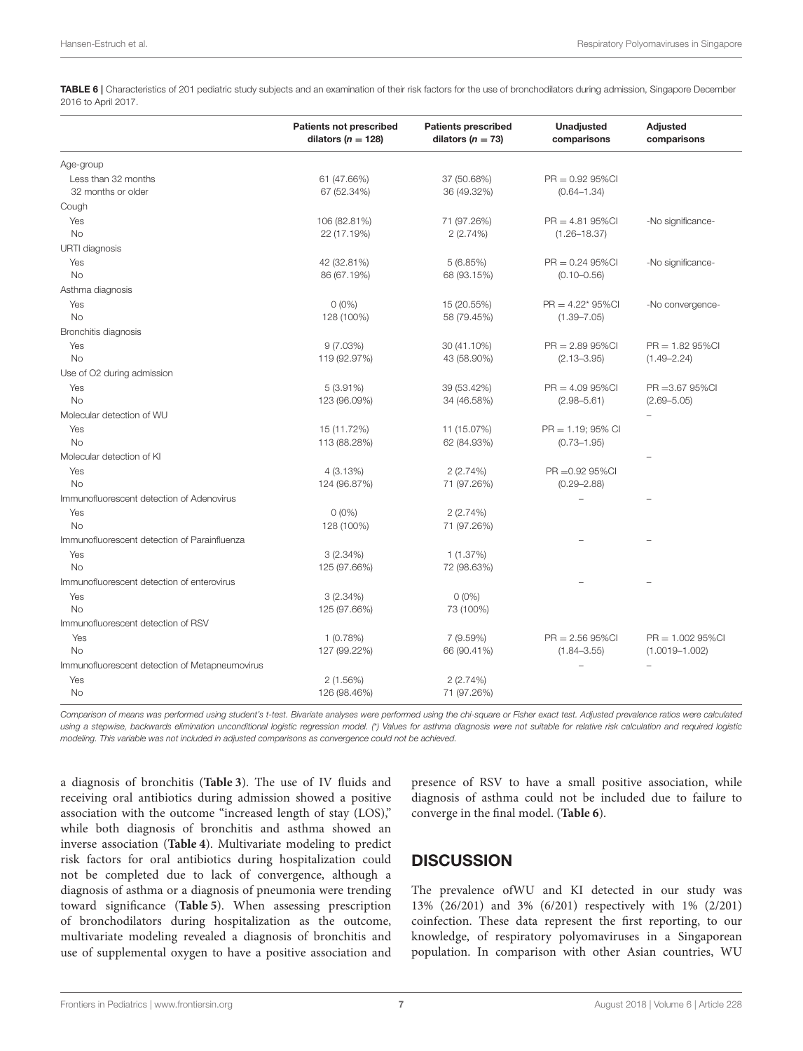**TABLE 6 |** Characteristics of 201 pediatric study subjects and an examination of their risk factors for the use of bronchodilators during admission, Singapore December 2016 to April 2017.

| | Patients not prescribed dilators ($n$ = 128) | Patients prescribed dilators ($n$ = 73) | Unadjusted comparisons | Adjusted comparisons |
|---|---|---|---|---|
| Age-group | | | | |
| Less than 32 months | 61 (47.66%) | 37 (50.68%) | PR = 0.92 95%CI | |
| 32 months or older | 67 (52.34%) | 36 (49.32%) | (0.64–1.34) | |
| Cough | | | | |
| Yes | 106 (82.81%) | 71 (97.26%) | PR = 4.81 95%CI | -No significance- |
| No | 22 (17.19%) | 2 (2.74%) | (1.26–18.37) | |
| URTI diagnosis | | | | |
| Yes | 42 (32.81%) | 5 (6.85%) | PR = 0.24 95%CI | -No significance- |
| No | 86 (67.19%) | 68 (93.15%) | (0.10–0.56) | |
| Asthma diagnosis | | | | |
| Yes | 0 (0%) | 15 (20.55%) | PR = 4.22* 95%CI | -No convergence- |
| No | 128 (100%) | 58 (79.45%) | (1.39–7.05) | |
| Bronchitis diagnosis | | | | |
| Yes | 9 (7.03%) | 30 (41.10%) | PR = 2.89 95%CI | PR = 1.82 95%CI |
| No | 119 (92.97%) | 43 (58.90%) | (2.13–3.95) | (1.49–2.24) |
| Use of O2 during admission | | | | |
| Yes | 5 (3.91%) | 39 (53.42%) | PR = 4.09 95%CI | PR =3.67 95%CI |
| No | 123 (96.09%) | 34 (46.58%) | (2.98–5.61) | (2.69–5.05) |
| Molecular detection of WU | | | | – |
| Yes | 15 (11.72%) | 11 (15.07%) | PR = 1.19; 95% CI | |
| No | 113 (88.28%) | 62 (84.93%) | (0.73–1.95) | |
| Molecular detection of KI | | | | – |
| Yes | 4 (3.13%) | 2 (2.74%) | PR =0.92 95%CI | |
| No | 124 (96.87%) | 71 (97.26%) | (0.29–2.88) | |
| Immunofluorescent detection of Adenovirus | | | – | – |
| Yes | 0 (0%) | 2 (2.74%) | | |
| No | 128 (100%) | 71 (97.26%) | | |
| Immunofluorescent detection of Parainfluenza | | | – | – |
| Yes | 3 (2.34%) | 1 (1.37%) | | |
| No | 125 (97.66%) | 72 (98.63%) | | |
| Immunofluorescent detection of enterovirus | | | – | – |
| Yes | 3 (2.34%) | 0 (0%) | | |
| No | 125 (97.66%) | 73 (100%) | | |
| Immunofluorescent detection of RSV | | | | |
| Yes | 1 (0.78%) | 7 (9.59%) | PR = 2.56 95%CI | PR = 1.002 95%CI |
| No | 127 (99.22%) | 66 (90.41%) | (1.84–3.55) | (1.0019–1.002) |
| Immunofluorescent detection of Metapneumovirus | | | – | – |
| Yes | 2 (1.56%) | 2 (2.74%) | | |
| No | 126 (98.46%) | 71 (97.26%) | | |

*Comparison of means was performed using student's t-test. Bivariate analyses were performed using the chi-square or Fisher exact test. Adjusted prevalence ratios were calculated using a stepwise, backwards elimination unconditional logistic regression model. (\*) Values for asthma diagnosis were not suitable for relative risk calculation and required logistic modeling. This variable was not included in adjusted comparisons as convergence could not be achieved.*

a diagnosis of bronchitis (**Table 3**). The use of IV fluids and receiving oral antibiotics during admission showed a positive association with the outcome "increased length of stay (LOS)," while both diagnosis of bronchitis and asthma showed an inverse association (**Table 4**). Multivariate modeling to predict risk factors for oral antibiotics during hospitalization could not be completed due to lack of convergence, although a diagnosis of asthma or a diagnosis of pneumonia were trending toward significance (**Table 5**). When assessing prescription of bronchodilators during hospitalization as the outcome, multivariate modeling revealed a diagnosis of bronchitis and use of supplemental oxygen to have a positive association and presence of RSV to have a small positive association, while diagnosis of asthma could not be included due to failure to converge in the final model. (**Table 6**).

## DISCUSSION

The prevalence ofWU and KI detected in our study was 13% (26/201) and 3% (6/201) respectively with 1% (2/201) coinfection. These data represent the first reporting, to our knowledge, of respiratory polyomaviruses in a Singaporean population. In comparison with other Asian countries, WU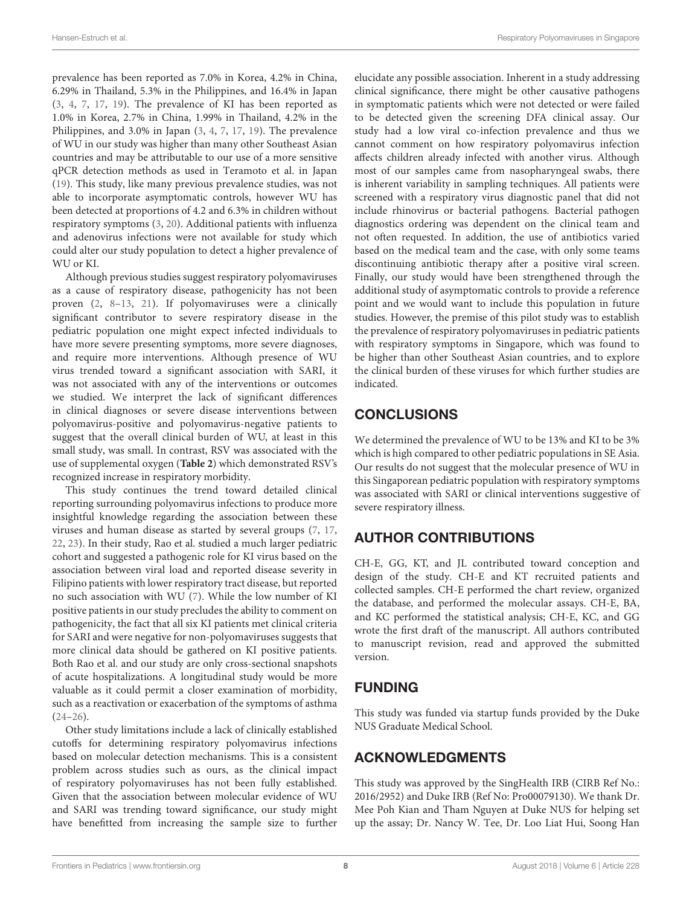prevalence has been reported as 7.0% in Korea, 4.2% in China, 6.29% in Thailand, 5.3% in the Philippines, and 16.4% in Japan (3, 4, 7, 17, 19). The prevalence of KI has been reported as 1.0% in Korea, 2.7% in China, 1.99% in Thailand, 4.2% in the Philippines, and 3.0% in Japan (3, 4, 7, 17, 19). The prevalence of WU in our study was higher than many other Southeast Asian countries and may be attributable to our use of a more sensitive qPCR detection methods as used in Teramoto et al. in Japan (19). This study, like many previous prevalence studies, was not able to incorporate asymptomatic controls, however WU has been detected at proportions of 4.2 and 6.3% in children without respiratory symptoms (3, 20). Additional patients with influenza and adenovirus infections were not available for study which could alter our study population to detect a higher prevalence of WU or KI.

Although previous studies suggest respiratory polyomaviruses as a cause of respiratory disease, pathogenicity has not been proven (2, 8–13, 21). If polyomaviruses were a clinically significant contributor to severe respiratory disease in the pediatric population one might expect infected individuals to have more severe presenting symptoms, more severe diagnoses, and require more interventions. Although presence of WU virus trended toward a significant association with SARI, it was not associated with any of the interventions or outcomes we studied. We interpret the lack of significant differences in clinical diagnoses or severe disease interventions between polyomavirus-positive and polyomavirus-negative patients to suggest that the overall clinical burden of WU, at least in this small study, was small. In contrast, RSV was associated with the use of supplemental oxygen (**Table 2**) which demonstrated RSV's recognized increase in respiratory morbidity.

This study continues the trend toward detailed clinical reporting surrounding polyomavirus infections to produce more insightful knowledge regarding the association between these viruses and human disease as started by several groups (7, 17, 22, 23). In their study, Rao et al. studied a much larger pediatric cohort and suggested a pathogenic role for KI virus based on the association between viral load and reported disease severity in Filipino patients with lower respiratory tract disease, but reported no such association with WU (7). While the low number of KI positive patients in our study precludes the ability to comment on pathogenicity, the fact that all six KI patients met clinical criteria for SARI and were negative for non-polyomaviruses suggests that more clinical data should be gathered on KI positive patients. Both Rao et al. and our study are only cross-sectional snapshots of acute hospitalizations. A longitudinal study would be more valuable as it could permit a closer examination of morbidity, such as a reactivation or exacerbation of the symptoms of asthma (24–26).

Other study limitations include a lack of clinically established cutoffs for determining respiratory polyomavirus infections based on molecular detection mechanisms. This is a consistent problem across studies such as ours, as the clinical impact of respiratory polyomaviruses has not been fully established. Given that the association between molecular evidence of WU and SARI was trending toward significance, our study might have benefitted from increasing the sample size to further elucidate any possible association. Inherent in a study addressing clinical significance, there might be other causative pathogens in symptomatic patients which were not detected or were failed to be detected given the screening DFA clinical assay. Our study had a low viral co-infection prevalence and thus we cannot comment on how respiratory polyomavirus infection affects children already infected with another virus. Although most of our samples came from nasopharyngeal swabs, there is inherent variability in sampling techniques. All patients were screened with a respiratory virus diagnostic panel that did not include rhinovirus or bacterial pathogens. Bacterial pathogen diagnostics ordering was dependent on the clinical team and not often requested. In addition, the use of antibiotics varied based on the medical team and the case, with only some teams discontinuing antibiotic therapy after a positive viral screen. Finally, our study would have been strengthened through the additional study of asymptomatic controls to provide a reference point and we would want to include this population in future studies. However, the premise of this pilot study was to establish the prevalence of respiratory polyomaviruses in pediatric patients with respiratory symptoms in Singapore, which was found to be higher than other Southeast Asian countries, and to explore the clinical burden of these viruses for which further studies are indicated.

## CONCLUSIONS

We determined the prevalence of WU to be 13% and KI to be 3% which is high compared to other pediatric populations in SE Asia. Our results do not suggest that the molecular presence of WU in this Singaporean pediatric population with respiratory symptoms was associated with SARI or clinical interventions suggestive of severe respiratory illness.

## AUTHOR CONTRIBUTIONS

CH-E, GG, KT, and JL contributed toward conception and design of the study. CH-E and KT recruited patients and collected samples. CH-E performed the chart review, organized the database, and performed the molecular assays. CH-E, BA, and KC performed the statistical analysis; CH-E, KC, and GG wrote the first draft of the manuscript. All authors contributed to manuscript revision, read and approved the submitted version.

## FUNDING

This study was funded via startup funds provided by the Duke NUS Graduate Medical School.

## ACKNOWLEDGMENTS

This study was approved by the SingHealth IRB (CIRB Ref No.: 2016/2952) and Duke IRB (Ref No: Pro00079130). We thank Dr. Mee Poh Kian and Tham Nguyen at Duke NUS for helping set up the assay; Dr. Nancy W. Tee, Dr. Loo Liat Hui, Soong Han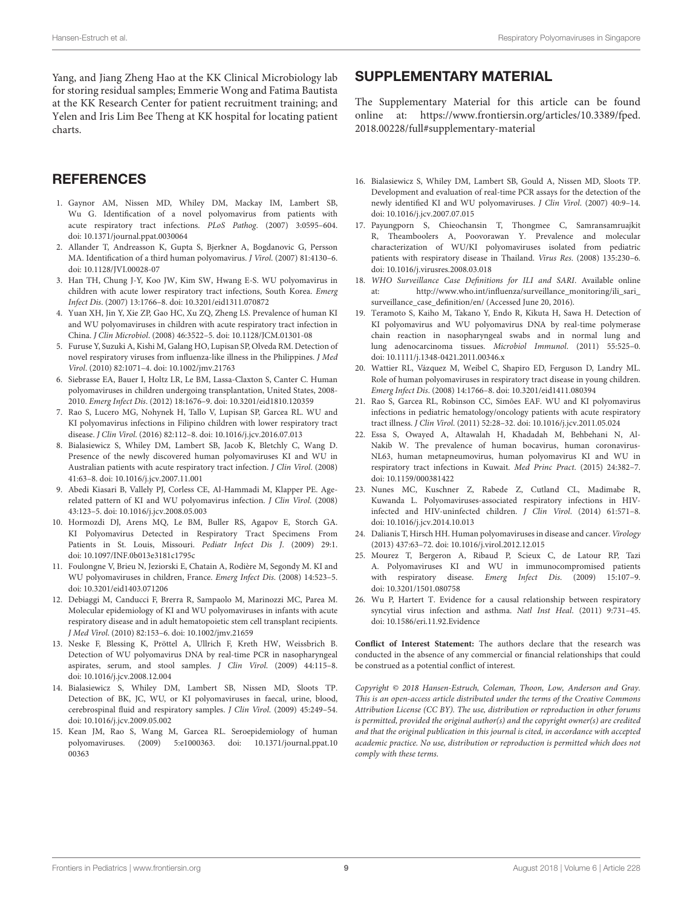Yang, and Jiang Zheng Hao at the KK Clinical Microbiology lab for storing residual samples; Emmerie Wong and Fatima Bautista at the KK Research Center for patient recruitment training; and Yelen and Iris Lim Bee Theng at KK hospital for locating patient charts.

## SUPPLEMENTARY MATERIAL

The Supplementary Material for this article can be found online at: https://www.frontiersin.org/articles/10.3389/fped.2018.00228/full#supplementary-material

## REFERENCES

1. Gaynor AM, Nissen MD, Whiley DM, Mackay IM, Lambert SB, Wu G. Identification of a novel polyomavirus from patients with acute respiratory tract infections. *PLoS Pathog*. (2007) 3:0595–604. doi: 10.1371/journal.ppat.0030064
2. Allander T, Andreasson K, Gupta S, Bjerkner A, Bogdanovic G, Persson MA. Identification of a third human polyomavirus. *J Virol*. (2007) 81:4130–6. doi: 10.1128/JVI.00028-07
3. Han TH, Chung J-Y, Koo JW, Kim SW, Hwang E-S. WU polyomavirus in children with acute lower respiratory tract infections, South Korea. *Emerg Infect Dis*. (2007) 13:1766–8. doi: 10.3201/eid1311.070872
4. Yuan XH, Jin Y, Xie ZP, Gao HC, Xu ZQ, Zheng LS. Prevalence of human KI and WU polyomaviruses in children with acute respiratory tract infection in China. *J Clin Microbiol*. (2008) 46:3522–5. doi: 10.1128/JCM.01301-08
5. Furuse Y, Suzuki A, Kishi M, Galang HO, Lupisan SP, Olveda RM. Detection of novel respiratory viruses from influenza-like illness in the Philippines. *J Med Virol*. (2010) 82:1071–4. doi: 10.1002/jmv.21763
6. Siebrasse EA, Bauer I, Holtz LR, Le BM, Lassa-Claxton S, Canter C. Human polyomaviruses in children undergoing transplantation, United States, 2008-2010. *Emerg Infect Dis*. (2012) 18:1676–9. doi: 10.3201/eid1810.120359
7. Rao S, Lucero MG, Nohynek H, Tallo V, Lupisan SP, Garcea RL. WU and KI polyomavirus infections in Filipino children with lower respiratory tract disease. *J Clin Virol*. (2016) 82:112–8. doi: 10.1016/j.jcv.2016.07.013
8. Bialasiewicz S, Whiley DM, Lambert SB, Jacob K, Bletchly C, Wang D. Presence of the newly discovered human polyomaviruses KI and WU in Australian patients with acute respiratory tract infection. *J Clin Virol*. (2008) 41:63–8. doi: 10.1016/j.jcv.2007.11.001
9. Abedi Kiasari B, Vallely PJ, Corless CE, Al-Hammadi M, Klapper PE. Age-related pattern of KI and WU polyomavirus infection. *J Clin Virol*. (2008) 43:123–5. doi: 10.1016/j.jcv.2008.05.003
10. Hormozdi DJ, Arens MQ, Le BM, Buller RS, Agapov E, Storch GA. KI Polyomavirus Detected in Respiratory Tract Specimens From Patients in St. Louis, Missouri. *Pediatr Infect Dis J*. (2009) 29:1. doi: 10.1097/INF.0b013e3181c1795c
11. Foulongne V, Brieu N, Jeziorski E, Chatain A, Rodière M, Segondy M. KI and WU polyomaviruses in children, France. *Emerg Infect Dis*. (2008) 14:523–5. doi: 10.3201/eid1403.071206
12. Debiaggi M, Canducci F, Brerra R, Sampaolo M, Marinozzi MC, Parea M. Molecular epidemiology of KI and WU polyomaviruses in infants with acute respiratory disease and in adult hematopoietic stem cell transplant recipients. *J Med Virol*. (2010) 82:153–6. doi: 10.1002/jmv.21659
13. Neske F, Blessing K, Pröttel A, Ullrich F, Kreth HW, Weissbrich B. Detection of WU polyomavirus DNA by real-time PCR in nasopharyngeal aspirates, serum, and stool samples. *J Clin Virol*. (2009) 44:115–8. doi: 10.1016/j.jcv.2008.12.004
14. Bialasiewicz S, Whiley DM, Lambert SB, Nissen MD, Sloots TP. Detection of BK, JC, WU, or KI polyomaviruses in faecal, urine, blood, cerebrospinal fluid and respiratory samples. *J Clin Virol*. (2009) 45:249–54. doi: 10.1016/j.jcv.2009.05.002
15. Kean JM, Rao S, Wang M, Garcea RL. Seroepidemiology of human polyomaviruses. (2009) 5:e1000363. doi: 10.1371/journal.ppat.1000363
16. Bialasiewicz S, Whiley DM, Lambert SB, Gould A, Nissen MD, Sloots TP. Development and evaluation of real-time PCR assays for the detection of the newly identified KI and WU polyomaviruses. *J Clin Virol*. (2007) 40:9–14. doi: 10.1016/j.jcv.2007.07.015
17. Payungporn S, Chieochansin T, Thongmee C, Samransamruajkit R, Theamboolers A, Poovorawan Y. Prevalence and molecular characterization of WU/KI polyomaviruses isolated from pediatric patients with respiratory disease in Thailand. *Virus Res*. (2008) 135:230–6. doi: 10.1016/j.virusres.2008.03.018
18. *WHO Surveillance Case Definitions for ILI and SARI*. Available online at: http://www.who.int/influenza/surveillance_monitoring/ili_sari_surveillance_case_definition/en/ (Accessed June 20, 2016).
19. Teramoto S, Kaiho M, Takano Y, Endo R, Kikuta H, Sawa H. Detection of KI polyomavirus and WU polyomavirus DNA by real-time polymerase chain reaction in nasopharyngeal swabs and in normal lung and lung adenocarcinoma tissues. *Microbiol Immunol*. (2011) 55:525–0. doi: 10.1111/j.1348-0421.2011.00346.x
20. Wattier RL, Vázquez M, Weibel C, Shapiro ED, Ferguson D, Landry ML. Role of human polyomaviruses in respiratory tract disease in young children. *Emerg Infect Dis*. (2008) 14:1766–8. doi: 10.3201/eid1411.080394
21. Rao S, Garcea RL, Robinson CC, Simões EAF. WU and KI polyomavirus infections in pediatric hematology/oncology patients with acute respiratory tract illness. *J Clin Virol*. (2011) 52:28–32. doi: 10.1016/j.jcv.2011.05.024
22. Essa S, Owayed A, Altawalah H, Khadadah M, Behbehani N, Al-Nakib W. The prevalence of human bocavirus, human coronavirus-NL63, human metapneumovirus, human polyomavirus KI and WU in respiratory tract infections in Kuwait. *Med Princ Pract*. (2015) 24:382–7. doi: 10.1159/000381422
23. Nunes MC, Kuschner Z, Rabede Z, Cutland CL, Madimabe R, Kuwanda L. Polyomaviruses-associated respiratory infections in HIV-infected and HIV-uninfected children. *J Clin Virol*. (2014) 61:571–8. doi: 10.1016/j.jcv.2014.10.013
24. Dalianis T, Hirsch HH. Human polyomaviruses in disease and cancer. *Virology* (2013) 437:63–72. doi: 10.1016/j.virol.2012.12.015
25. Mourez T, Bergeron A, Ribaud P, Scieux C, de Latour RP, Tazi A. Polyomaviruses KI and WU in immunocompromised patients with respiratory disease. *Emerg Infect Dis*. (2009) 15:107–9. doi: 10.3201/1501.080758
26. Wu P, Hartert T. Evidence for a causal relationship between respiratory syncytial virus infection and asthma. *Natl Inst Heal*. (2011) 9:731–45. doi: 10.1586/eri.11.92.Evidence

**Conflict of Interest Statement:** The authors declare that the research was conducted in the absence of any commercial or financial relationships that could be construed as a potential conflict of interest.

*Copyright © 2018 Hansen-Estruch, Coleman, Thoon, Low, Anderson and Gray. This is an open-access article distributed under the terms of the Creative Commons Attribution License (CC BY). The use, distribution or reproduction in other forums is permitted, provided the original author(s) and the copyright owner(s) are credited and that the original publication in this journal is cited, in accordance with accepted academic practice. No use, distribution or reproduction is permitted which does not comply with these terms.*